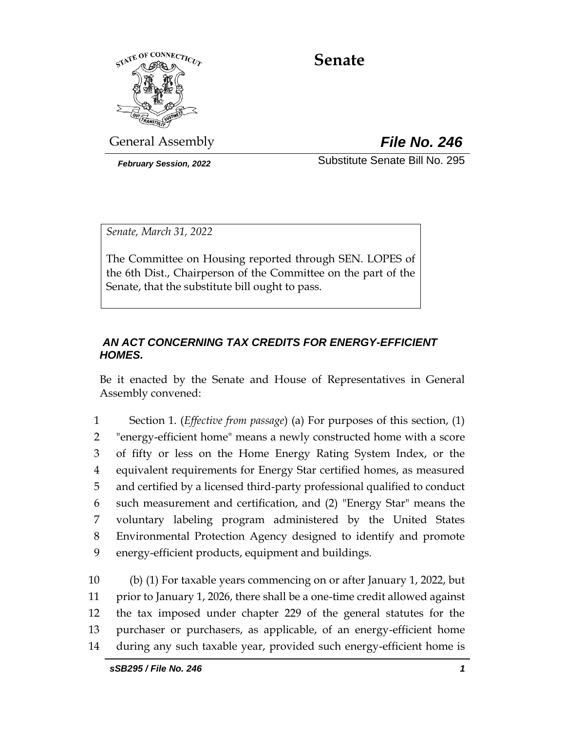# Senate

General Assembly

***File No. 246***

***February Session, 2022***

Substitute Senate Bill No. 295

*Senate, March 31, 2022*

The Committee on Housing reported through SEN. LOPES of the 6th Dist., Chairperson of the Committee on the part of the Senate, that the substitute bill ought to pass.

***AN ACT CONCERNING TAX CREDITS FOR ENERGY-EFFICIENT HOMES.***

Be it enacted by the Senate and House of Representatives in General Assembly convened:

1 Section 1. (*Effective from passage*) (a) For purposes of this section, (1)
2 "energy-efficient home" means a newly constructed home with a score
3 of fifty or less on the Home Energy Rating System Index, or the
4 equivalent requirements for Energy Star certified homes, as measured
5 and certified by a licensed third-party professional qualified to conduct
6 such measurement and certification, and (2) "Energy Star" means the
7 voluntary labeling program administered by the United States
8 Environmental Protection Agency designed to identify and promote
9 energy-efficient products, equipment and buildings.

10 (b) (1) For taxable years commencing on or after January 1, 2022, but
11 prior to January 1, 2026, there shall be a one-time credit allowed against
12 the tax imposed under chapter 229 of the general statutes for the
13 purchaser or purchasers, as applicable, of an energy-efficient home
14 during any such taxable year, provided such energy-efficient home is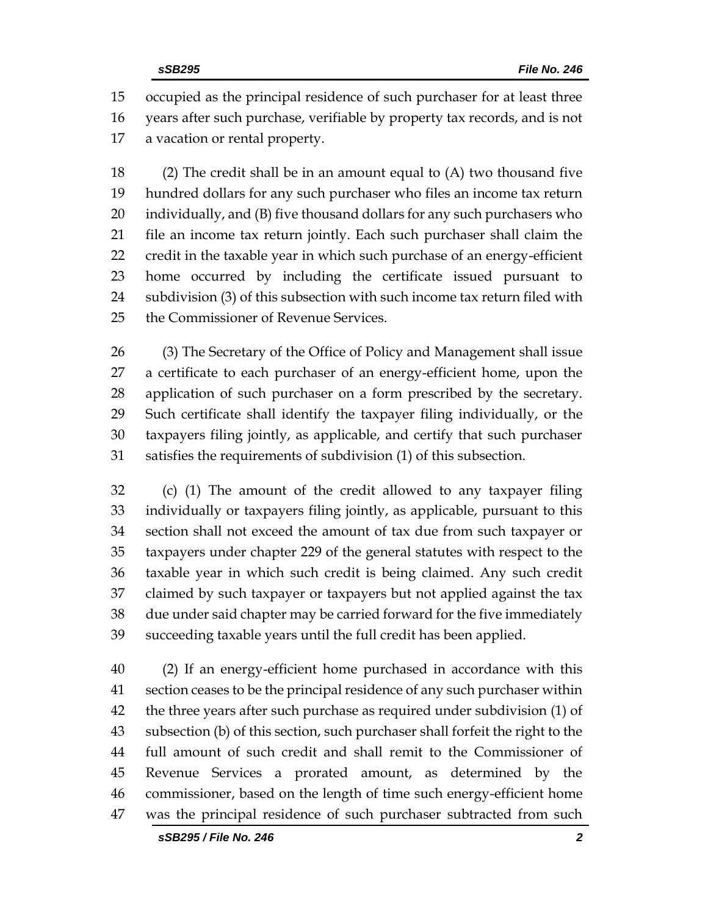occupied as the principal residence of such purchaser for at least three years after such purchase, verifiable by property tax records, and is not a vacation or rental property.

(2) The credit shall be in an amount equal to (A) two thousand five hundred dollars for any such purchaser who files an income tax return individually, and (B) five thousand dollars for any such purchasers who file an income tax return jointly. Each such purchaser shall claim the credit in the taxable year in which such purchase of an energy-efficient home occurred by including the certificate issued pursuant to subdivision (3) of this subsection with such income tax return filed with the Commissioner of Revenue Services.

(3) The Secretary of the Office of Policy and Management shall issue a certificate to each purchaser of an energy-efficient home, upon the application of such purchaser on a form prescribed by the secretary. Such certificate shall identify the taxpayer filing individually, or the taxpayers filing jointly, as applicable, and certify that such purchaser satisfies the requirements of subdivision (1) of this subsection.

(c) (1) The amount of the credit allowed to any taxpayer filing individually or taxpayers filing jointly, as applicable, pursuant to this section shall not exceed the amount of tax due from such taxpayer or taxpayers under chapter 229 of the general statutes with respect to the taxable year in which such credit is being claimed. Any such credit claimed by such taxpayer or taxpayers but not applied against the tax due under said chapter may be carried forward for the five immediately succeeding taxable years until the full credit has been applied.

(2) If an energy-efficient home purchased in accordance with this section ceases to be the principal residence of any such purchaser within the three years after such purchase as required under subdivision (1) of subsection (b) of this section, such purchaser shall forfeit the right to the full amount of such credit and shall remit to the Commissioner of Revenue Services a prorated amount, as determined by the commissioner, based on the length of time such energy-efficient home was the principal residence of such purchaser subtracted from such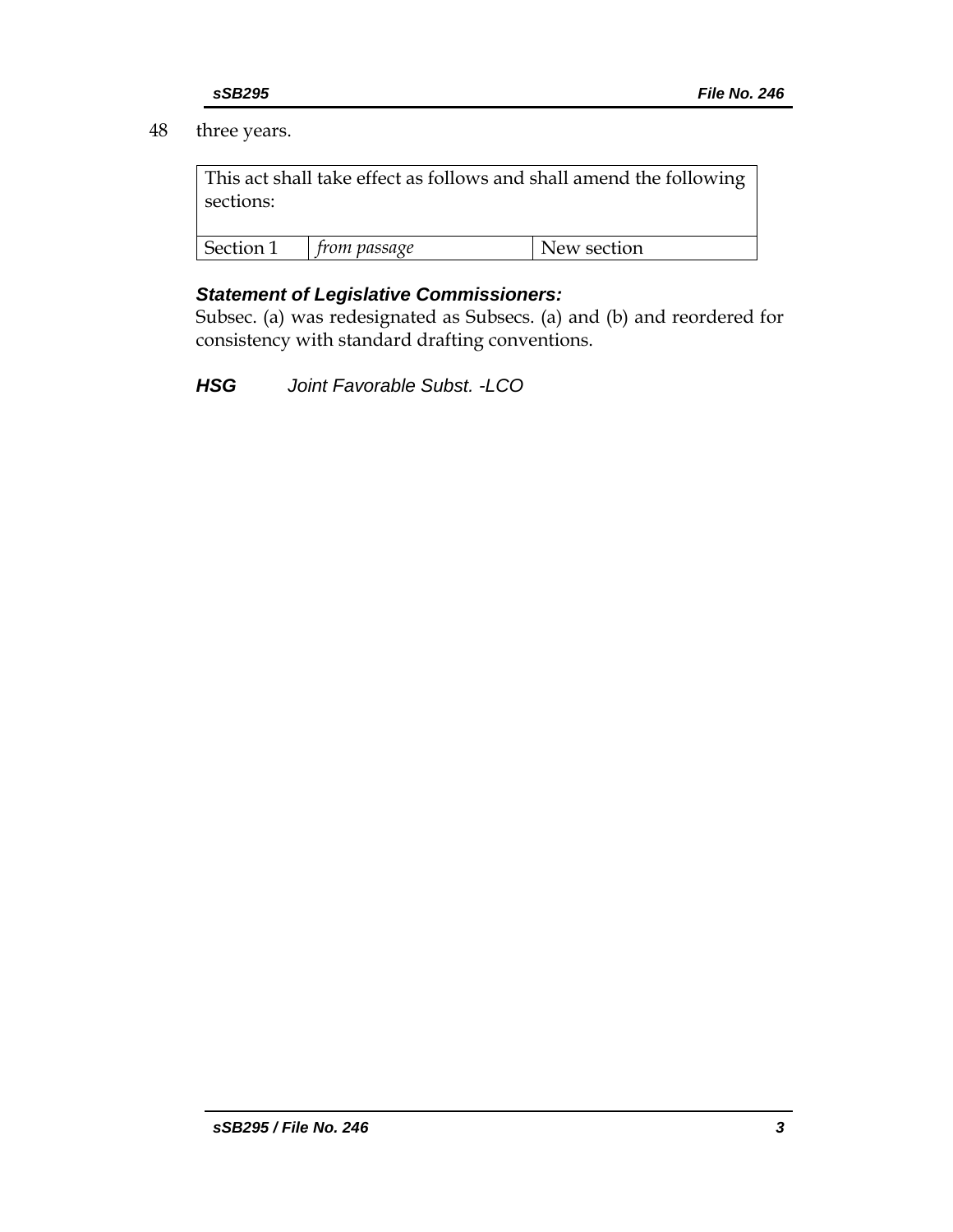48 three years.

| This act shall take effect as follows and shall amend the following sections: | | |
|---|---|---|
| Section 1 | *from passage* | New section |

***Statement of Legislative Commissioners:***

Subsec. (a) was redesignated as Subsecs. (a) and (b) and reordered for consistency with standard drafting conventions.

***HSG*** *Joint Favorable Subst. -LCO*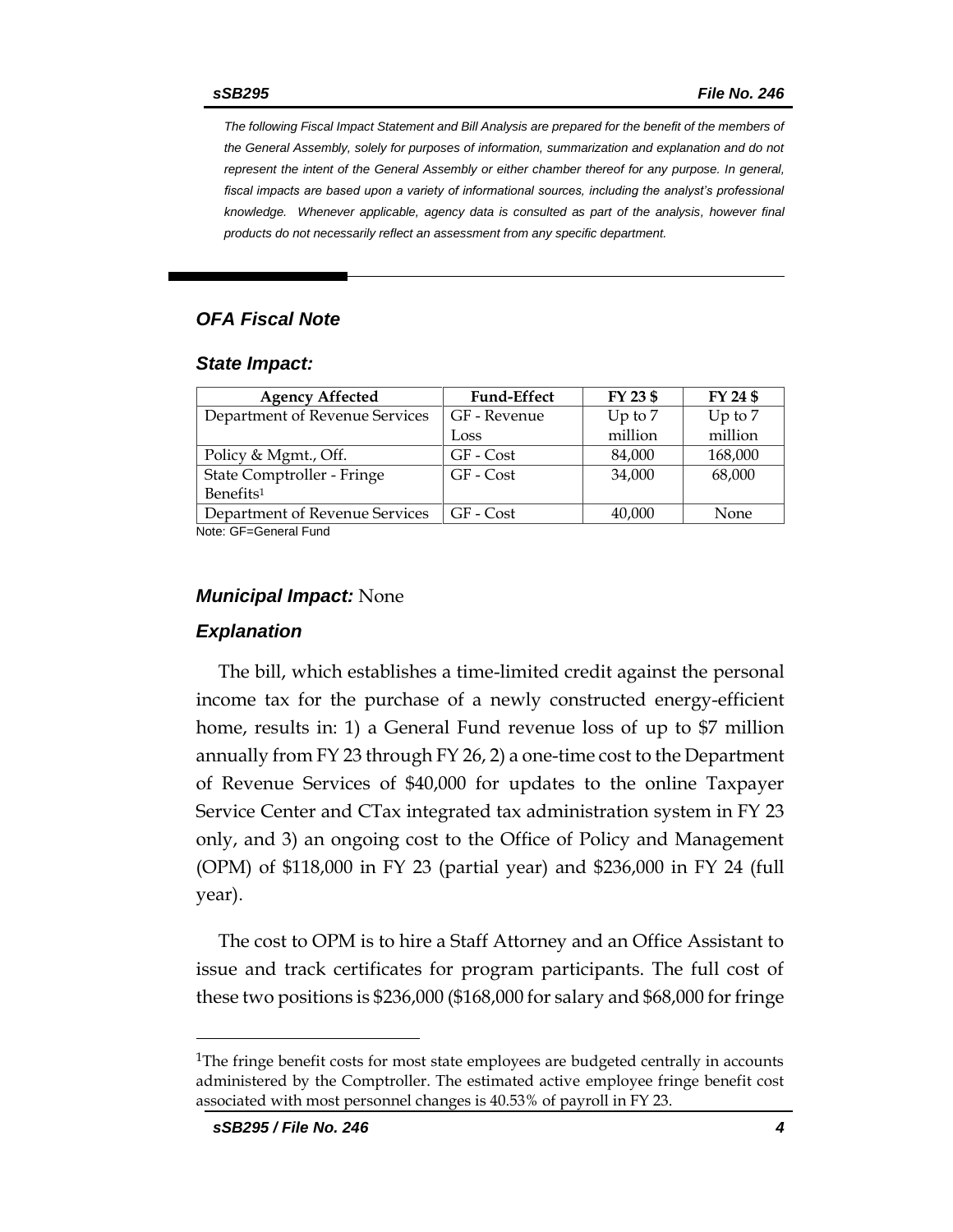*The following Fiscal Impact Statement and Bill Analysis are prepared for the benefit of the members of the General Assembly, solely for purposes of information, summarization and explanation and do not represent the intent of the General Assembly or either chamber thereof for any purpose. In general, fiscal impacts are based upon a variety of informational sources, including the analyst's professional knowledge. Whenever applicable, agency data is consulted as part of the analysis, however final products do not necessarily reflect an assessment from any specific department.*

## *OFA Fiscal Note*

### *State Impact:*

| Agency Affected | Fund-Effect | FY 23 $ | FY 24 $ |
|---|---|---|---|
| Department of Revenue Services | GF - Revenue Loss | Up to 7 million | Up to 7 million |
| Policy & Mgmt., Off. | GF - Cost | 84,000 | 168,000 |
| State Comptroller - Fringe Benefits[1] | GF - Cost | 34,000 | 68,000 |
| Department of Revenue Services | GF - Cost | 40,000 | None |

Note: GF=General Fund

### *Municipal Impact:* None

### *Explanation*

The bill, which establishes a time-limited credit against the personal income tax for the purchase of a newly constructed energy-efficient home, results in: 1) a General Fund revenue loss of up to $7 million annually from FY 23 through FY 26, 2) a one-time cost to the Department of Revenue Services of $40,000 for updates to the online Taxpayer Service Center and CTax integrated tax administration system in FY 23 only, and 3) an ongoing cost to the Office of Policy and Management (OPM) of $118,000 in FY 23 (partial year) and $236,000 in FY 24 (full year).

The cost to OPM is to hire a Staff Attorney and an Office Assistant to issue and track certificates for program participants. The full cost of these two positions is $236,000 ($168,000 for salary and $68,000 for fringe

[1] The fringe benefit costs for most state employees are budgeted centrally in accounts administered by the Comptroller. The estimated active employee fringe benefit cost associated with most personnel changes is 40.53% of payroll in FY 23.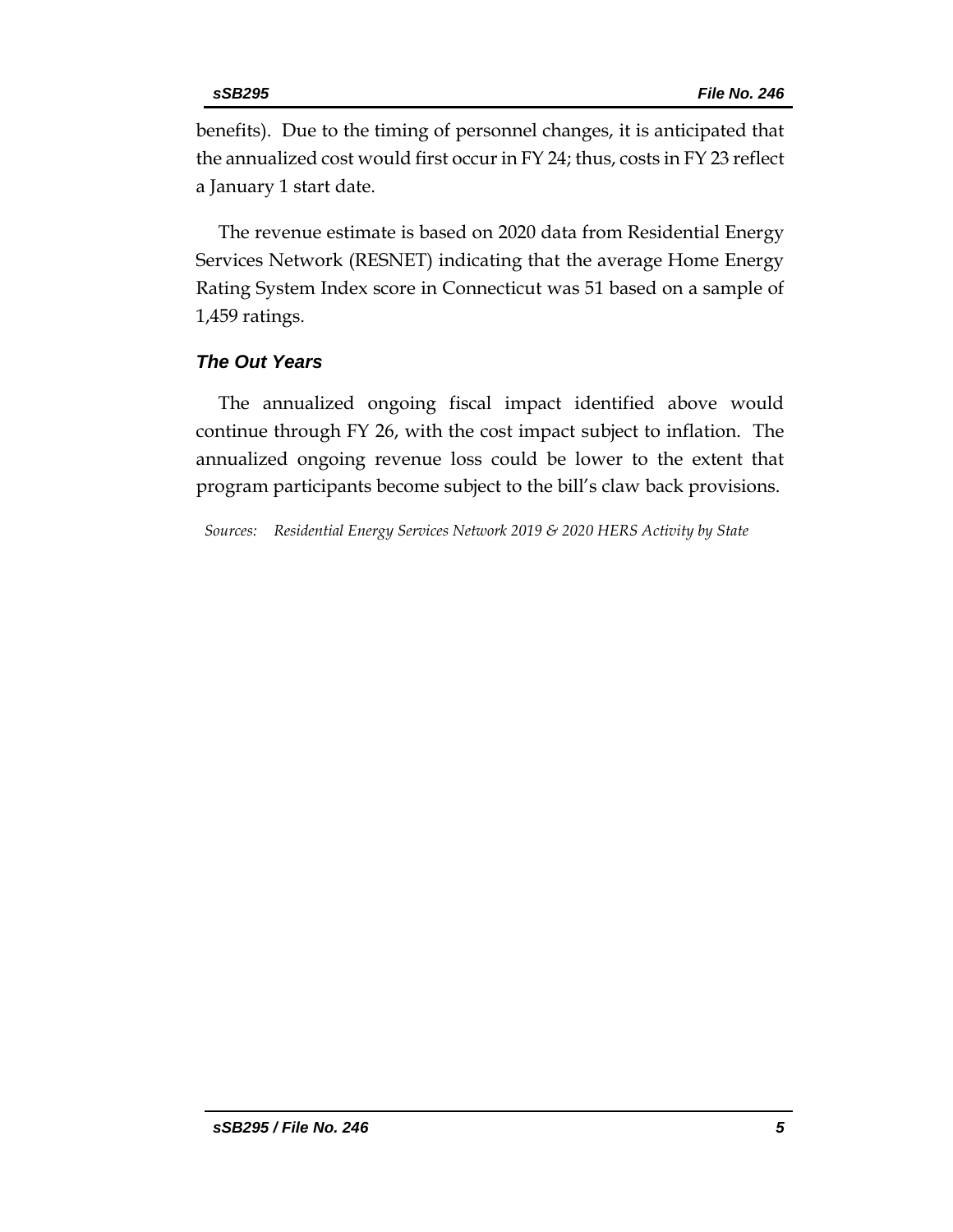benefits). Due to the timing of personnel changes, it is anticipated that the annualized cost would first occur in FY 24; thus, costs in FY 23 reflect a January 1 start date.

The revenue estimate is based on 2020 data from Residential Energy Services Network (RESNET) indicating that the average Home Energy Rating System Index score in Connecticut was 51 based on a sample of 1,459 ratings.

### *The Out Years*

The annualized ongoing fiscal impact identified above would continue through FY 26, with the cost impact subject to inflation. The annualized ongoing revenue loss could be lower to the extent that program participants become subject to the bill's claw back provisions.

*Sources: Residential Energy Services Network 2019 & 2020 HERS Activity by State*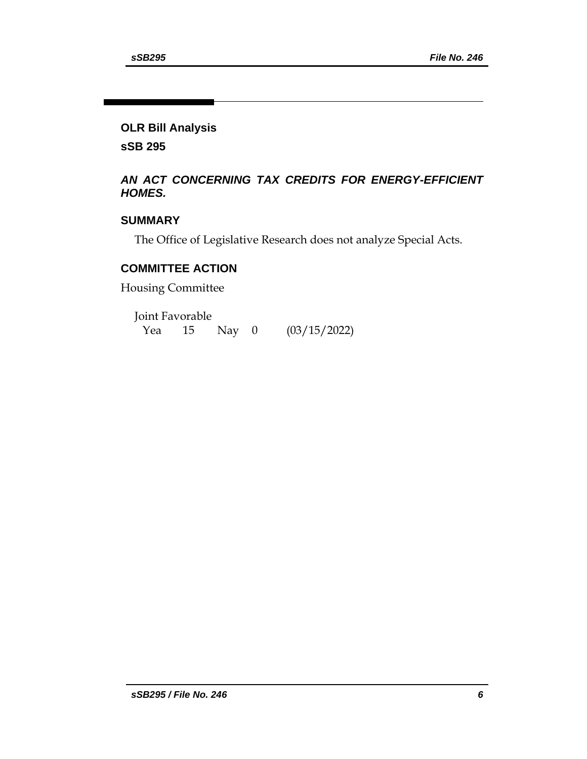## OLR Bill Analysis

**sSB 295**

***AN ACT CONCERNING TAX CREDITS FOR ENERGY-EFFICIENT HOMES.***

### SUMMARY

The Office of Legislative Research does not analyze Special Acts.

### COMMITTEE ACTION

Housing Committee

| | | | | |
|---|---|---|---|---|
| Joint Favorable | | | | |
| Yea | 15 | Nay | 0 | (03/15/2022) |